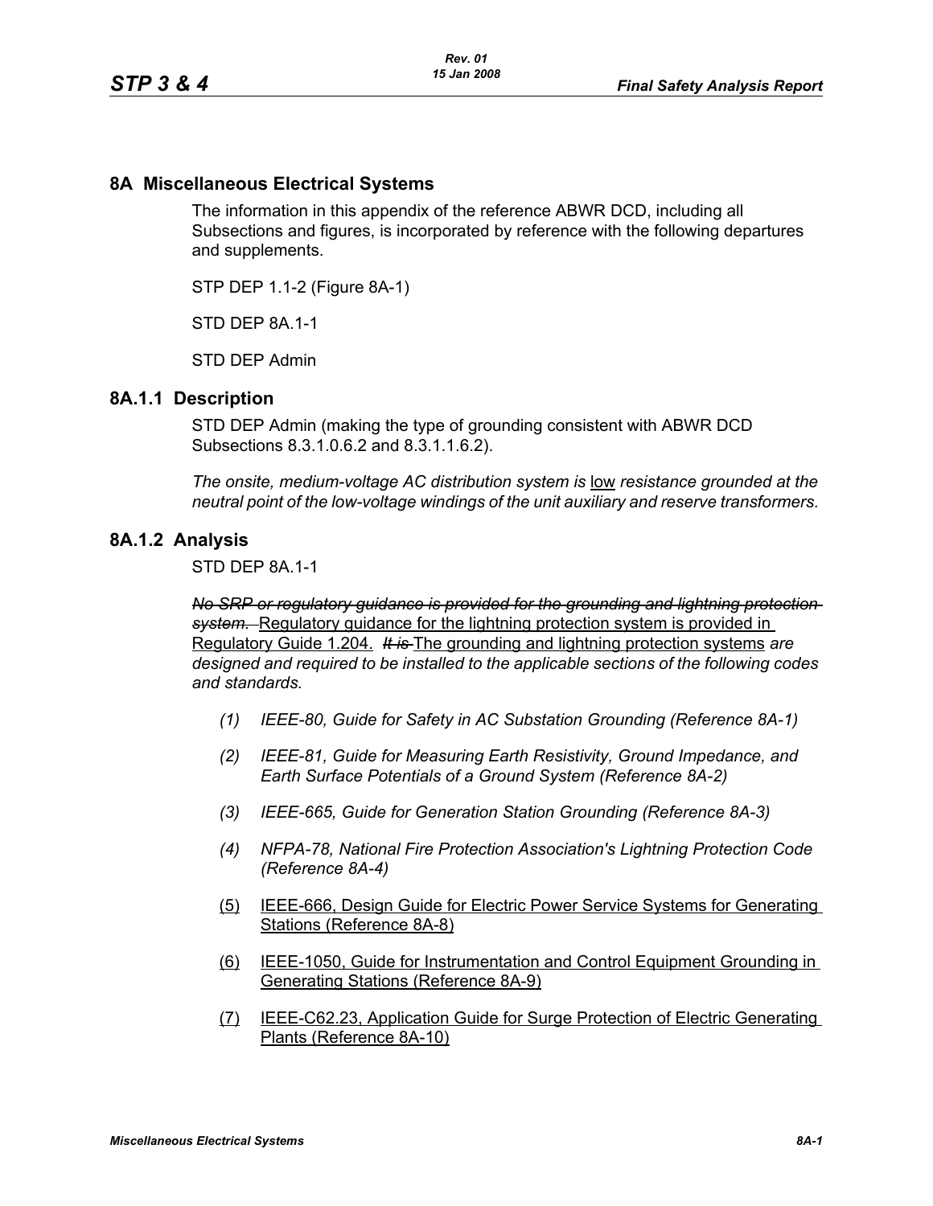## 8A Miscellaneous Electrical Systems

The information in this appendix of the reference ABWR DCD, including all Subsections and figures, is incorporated by reference with the following departures and supplements.

STP DEP 1.1-2 (Figure 8A-1)

STD DEP 8A.1-1

STD DEP Admin

### 8A.1.1 Description

STD DEP Admin (making the type of grounding consistent with ABWR DCD Subsections 8.3.1.0.6.2 and 8.3.1.1.6.2).

*The onsite, medium-voltage AC distribution system is* low *resistance grounded at the neutral point of the low-voltage windings of the unit auxiliary and reserve transformers.*

### 8A.1.2 Analysis

STD DEP 8A.1-1

~~*No SRP or regulatory guidance is provided for the grounding and lightning protection system.*~~ Regulatory guidance for the lightning protection system is provided in Regulatory Guide 1.204. ~~*It is*~~ The grounding and lightning protection systems *are designed and required to be installed to the applicable sections of the following codes and standards.*

*(1) IEEE-80, Guide for Safety in AC Substation Grounding (Reference 8A-1)*

*(2) IEEE-81, Guide for Measuring Earth Resistivity, Ground Impedance, and Earth Surface Potentials of a Ground System (Reference 8A-2)*

*(3) IEEE-665, Guide for Generation Station Grounding (Reference 8A-3)*

*(4) NFPA-78, National Fire Protection Association's Lightning Protection Code (Reference 8A-4)*

(5) IEEE-666, Design Guide for Electric Power Service Systems for Generating Stations (Reference 8A-8)

(6) IEEE-1050, Guide for Instrumentation and Control Equipment Grounding in Generating Stations (Reference 8A-9)

(7) IEEE-C62.23, Application Guide for Surge Protection of Electric Generating Plants (Reference 8A-10)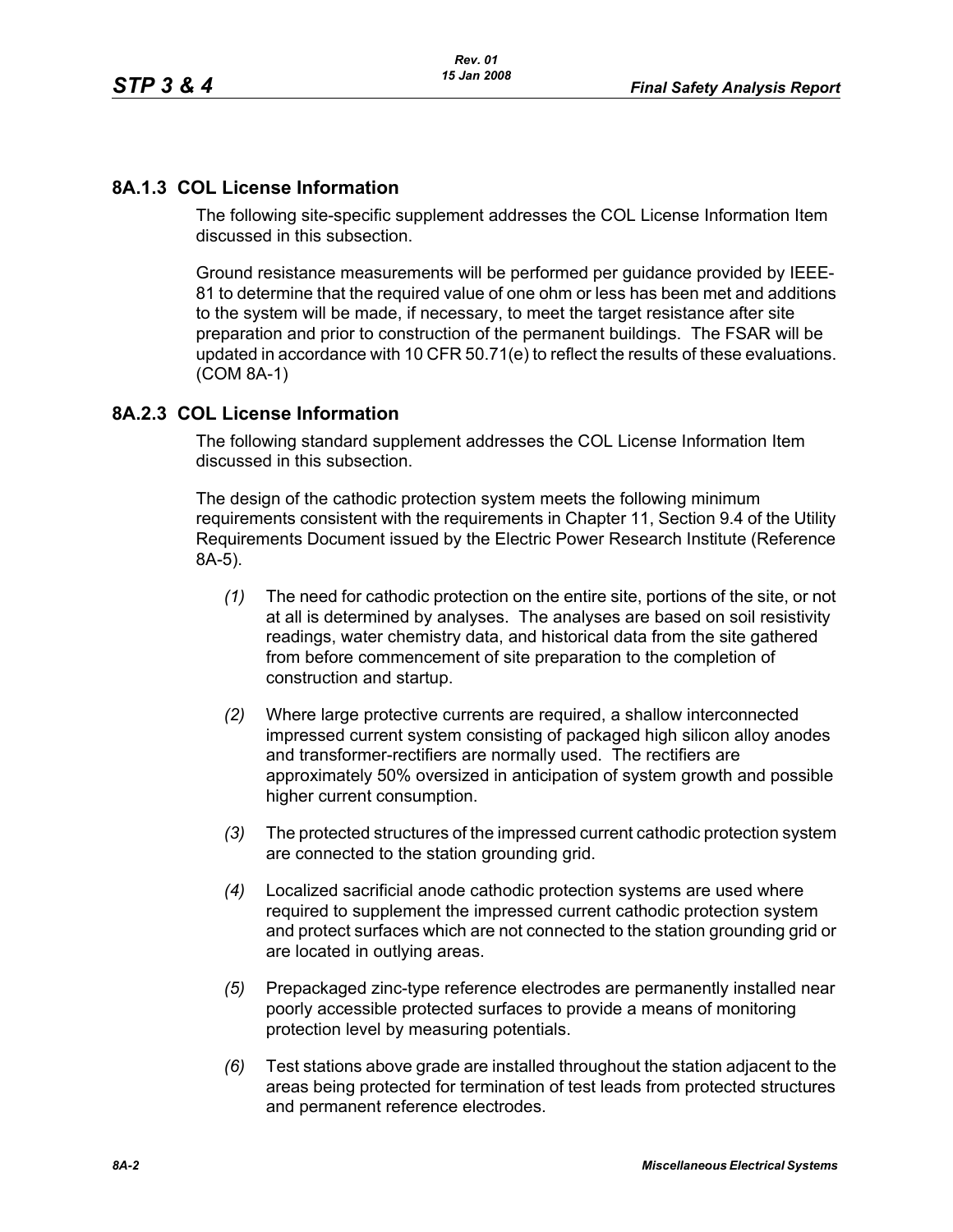## 8A.1.3 COL License Information

The following site-specific supplement addresses the COL License Information Item discussed in this subsection.

Ground resistance measurements will be performed per guidance provided by IEEE-81 to determine that the required value of one ohm or less has been met and additions to the system will be made, if necessary, to meet the target resistance after site preparation and prior to construction of the permanent buildings. The FSAR will be updated in accordance with 10 CFR 50.71(e) to reflect the results of these evaluations. (COM 8A-1)

## 8A.2.3 COL License Information

The following standard supplement addresses the COL License Information Item discussed in this subsection.

The design of the cathodic protection system meets the following minimum requirements consistent with the requirements in Chapter 11, Section 9.4 of the Utility Requirements Document issued by the Electric Power Research Institute (Reference 8A-5).

*(1)* The need for cathodic protection on the entire site, portions of the site, or not at all is determined by analyses. The analyses are based on soil resistivity readings, water chemistry data, and historical data from the site gathered from before commencement of site preparation to the completion of construction and startup.

*(2)* Where large protective currents are required, a shallow interconnected impressed current system consisting of packaged high silicon alloy anodes and transformer-rectifiers are normally used. The rectifiers are approximately 50% oversized in anticipation of system growth and possible higher current consumption.

*(3)* The protected structures of the impressed current cathodic protection system are connected to the station grounding grid.

*(4)* Localized sacrificial anode cathodic protection systems are used where required to supplement the impressed current cathodic protection system and protect surfaces which are not connected to the station grounding grid or are located in outlying areas.

*(5)* Prepackaged zinc-type reference electrodes are permanently installed near poorly accessible protected surfaces to provide a means of monitoring protection level by measuring potentials.

*(6)* Test stations above grade are installed throughout the station adjacent to the areas being protected for termination of test leads from protected structures and permanent reference electrodes.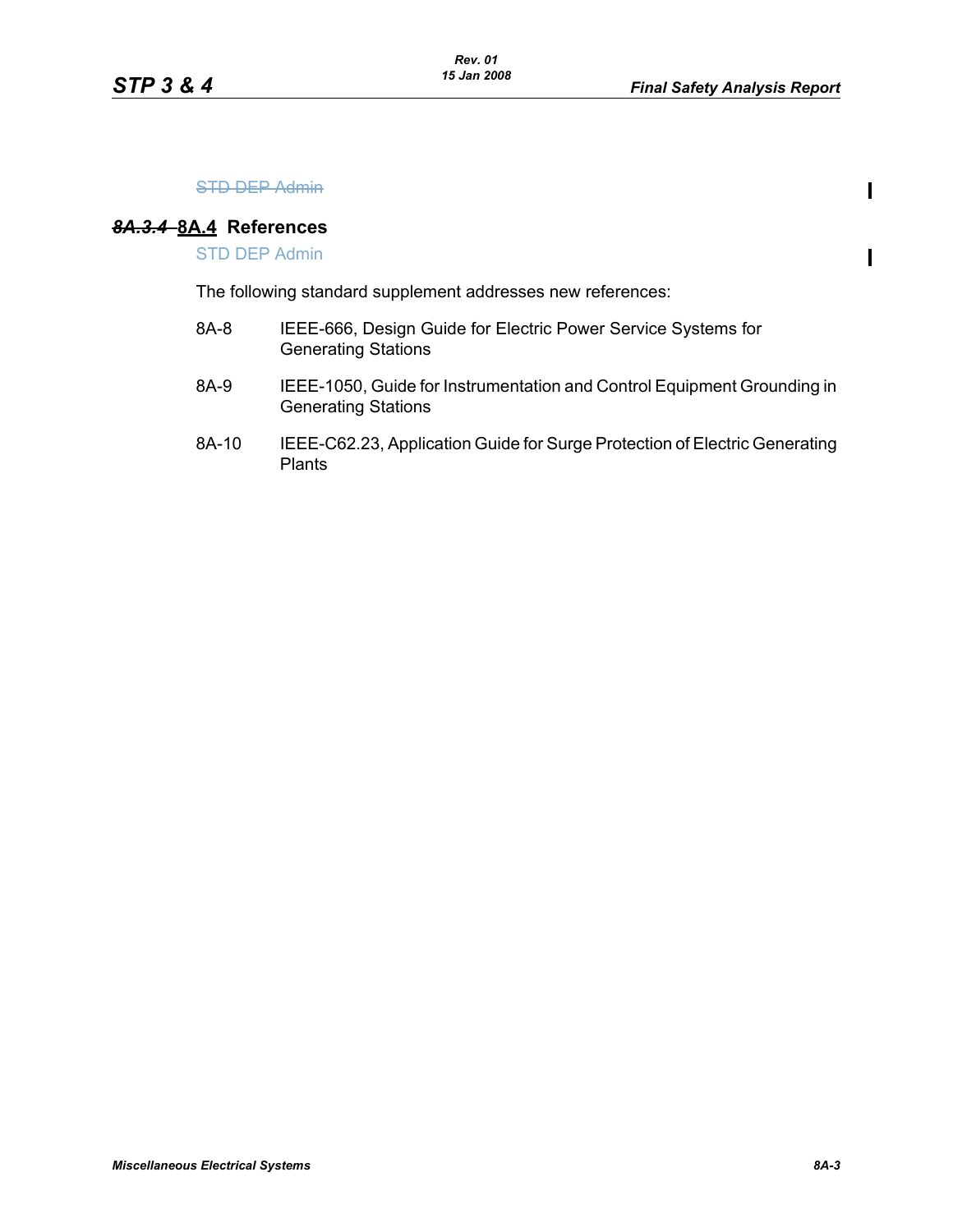~~STD DEP Admin~~

## ~~*8A.3.4*~~ 8A.4 References

STD DEP Admin

The following standard supplement addresses new references:

8A-8 IEEE-666, Design Guide for Electric Power Service Systems for Generating Stations

8A-9 IEEE-1050, Guide for Instrumentation and Control Equipment Grounding in Generating Stations

8A-10 IEEE-C62.23, Application Guide for Surge Protection of Electric Generating Plants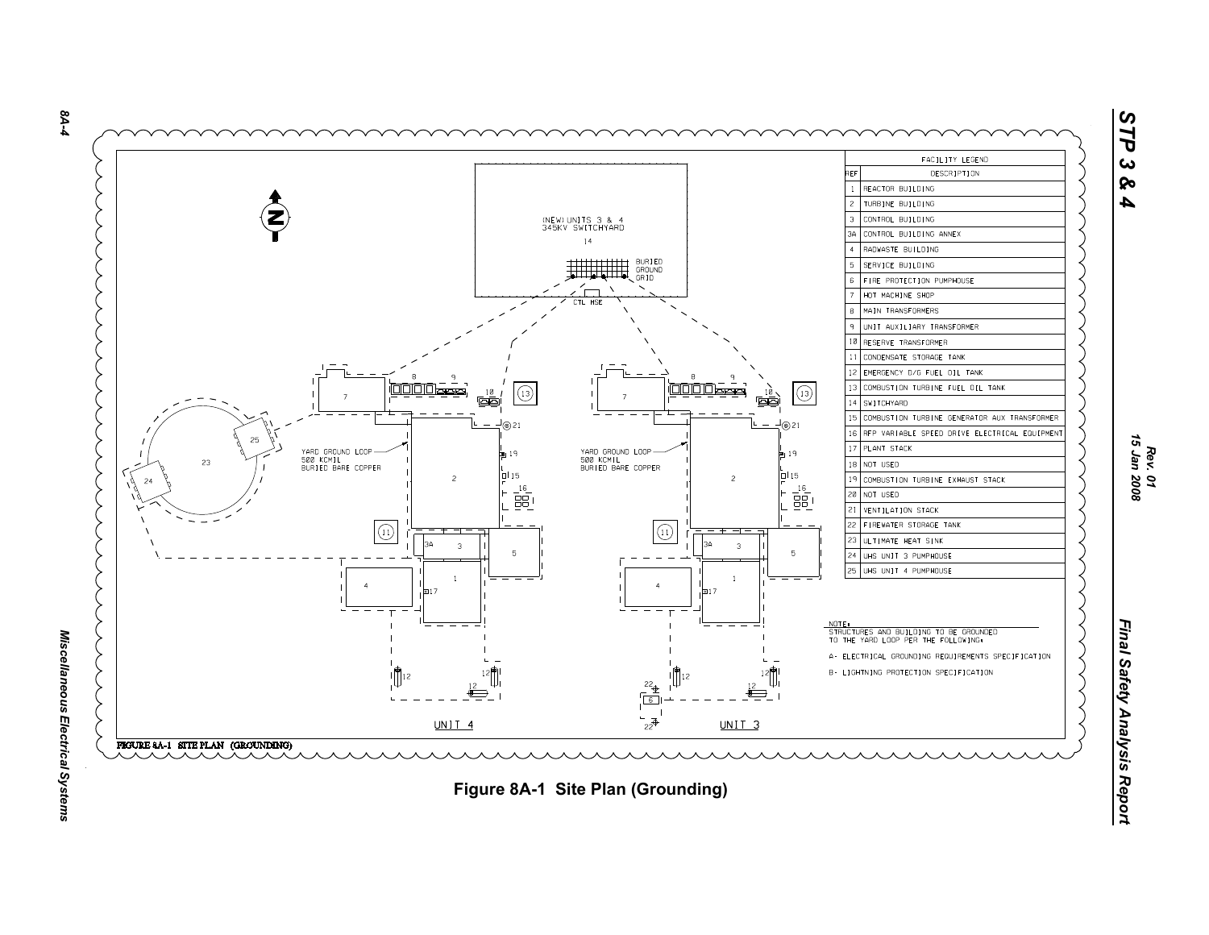FACILITY LEGEND

| REF | DESCRIPTION |
|---|---|
| 1 | REACTOR BUILDING |
| 2 | TURBINE BUILDING |
| 3 | CONTROL BUILDING |
| 3A | CONTROL BUILDING ANNEX |
| 4 | RADWASTE BUILDING |
| 5 | SERVICE BUILDING |
| 6 | FIRE PROTECTION PUMPHOUSE |
| 7 | HOT MACHINE SHOP |
| 8 | MAIN TRANSFORMERS |
| 9 | UNIT AUXILIARY TRANSFORMER |
| 10 | RESERVE TRANSFORMER |
| 11 | CONDENSATE STORAGE TANK |
| 12 | EMERGENCY D/G FUEL OIL TANK |
| 13 | COMBUSTION TURBINE FUEL OIL TANK |
| 14 | SWITCHYARD |
| 15 | COMBUSTION TURBINE GENERATOR AUX TRANSFORMER |
| 16 | RFP VARIABLE SPEED DRIVE ELECTRICAL EQUIPMENT |
| 17 | PLANT STACK |
| 18 | NOT USED |
| 19 | COMBUSTION TURBINE EXHAUST STACK |
| 20 | NOT USED |
| 21 | VENTILATION STACK |
| 22 | FIREWATER STORAGE TANK |
| 23 | ULTIMATE HEAT SINK |
| 24 | UHS UNIT 3 PUMPHOUSE |
| 25 | UHS UNIT 4 PUMPHOUSE |

(NEW) UNITS 3 & 4
345KV SWITCHYARD
14

BURIED GROUND GRID

CTL HSE

YARD GROUND LOOP
500 KCMIL
BURIED BARE COPPER

UNIT 4

UNIT 3

NOTE:
STRUCTURES AND BUILDING TO BE GROUNDED TO THE YARD LOOP PER THE FOLLOWING:

A- ELECTRICAL GROUNDING REQUIREMENTS SPECIFICATION

B- LIGHTNING PROTECTION SPECIFICATION

FIGURE 8A-1 SITE PLAN (GROUNDING)

Figure 8A-1 Site Plan (Grounding)